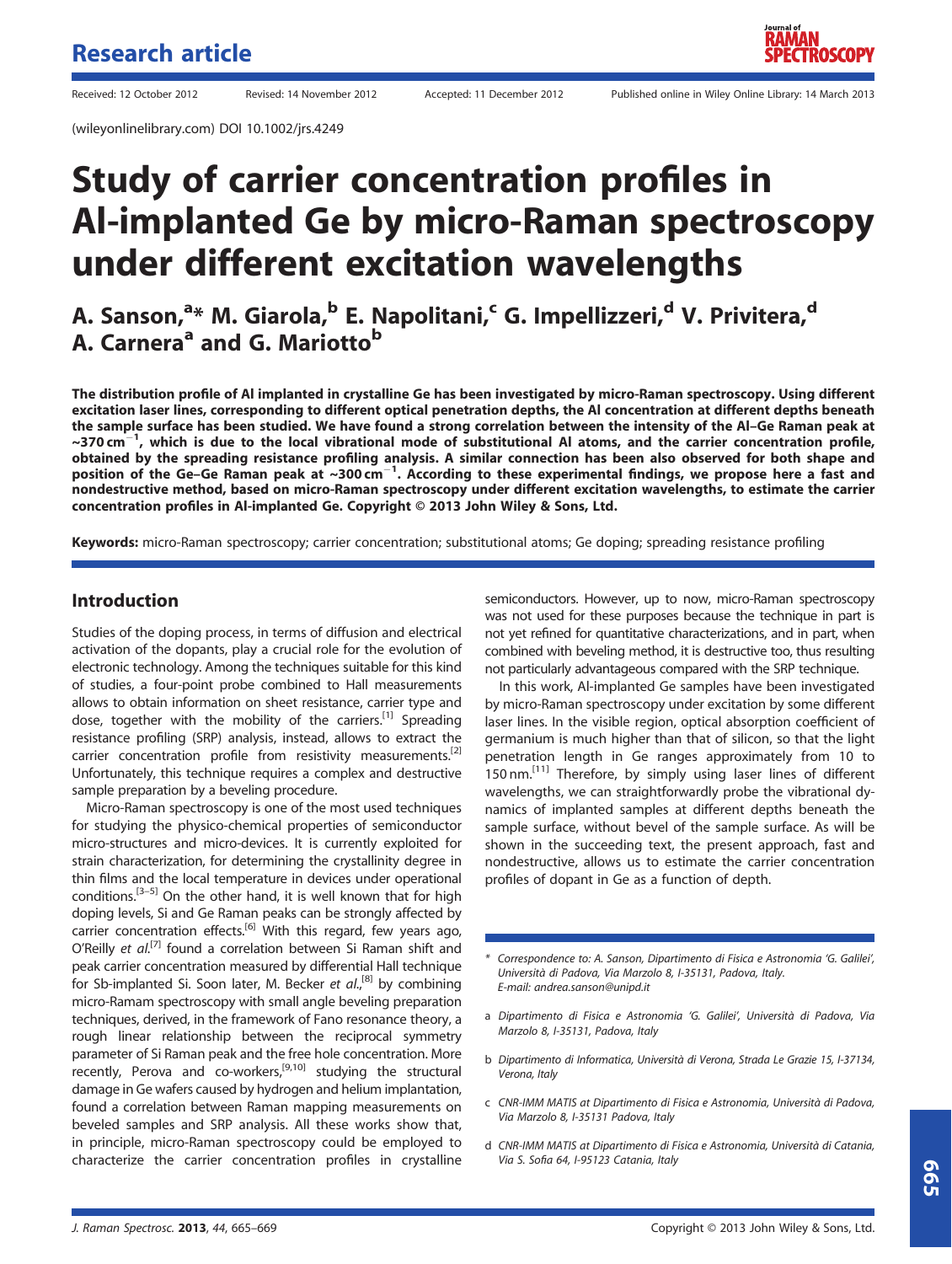Research article

Received: 12 October 2012 Revised: 14 November 2012 Accepted: 11 December 2012 Published online in Wiley Online Library: 14 March 2013

(wileyonlinelibrary.com) DOI 10.1002/jrs.4249

# Study of carrier concentration profiles in Al-implanted Ge by micro-Raman spectroscopy under different excitation wavelengths

**A. Sanson,[a]* M. Giarola,[b] E. Napolitani,[c] G. Impellizzeri,[d] V. Privitera,[d] A. Carnera[a] and G. Mariotto[b]**

**The distribution profile of Al implanted in crystalline Ge has been investigated by micro-Raman spectroscopy. Using different excitation laser lines, corresponding to different optical penetration depths, the Al concentration at different depths beneath the sample surface has been studied. We have found a strong correlation between the intensity of the Al–Ge Raman peak at ~370 cm$^{-1}$, which is due to the local vibrational mode of substitutional Al atoms, and the carrier concentration profile, obtained by the spreading resistance profiling analysis. A similar connection has been also observed for both shape and position of the Ge–Ge Raman peak at ~300 cm$^{-1}$. According to these experimental findings, we propose here a fast and nondestructive method, based on micro-Raman spectroscopy under different excitation wavelengths, to estimate the carrier concentration profiles in Al-implanted Ge. Copyright © 2013 John Wiley & Sons, Ltd.**

**Keywords:** micro-Raman spectroscopy; carrier concentration; substitutional atoms; Ge doping; spreading resistance profiling

## Introduction

Studies of the doping process, in terms of diffusion and electrical activation of the dopants, play a crucial role for the evolution of electronic technology. Among the techniques suitable for this kind of studies, a four-point probe combined to Hall measurements allows to obtain information on sheet resistance, carrier type and dose, together with the mobility of the carriers.[1] Spreading resistance profiling (SRP) analysis, instead, allows to extract the carrier concentration profile from resistivity measurements.[2] Unfortunately, this technique requires a complex and destructive sample preparation by a beveling procedure.

Micro-Raman spectroscopy is one of the most used techniques for studying the physico-chemical properties of semiconductor micro-structures and micro-devices. It is currently exploited for strain characterization, for determining the crystallinity degree in thin films and the local temperature in devices under operational conditions.[3–5] On the other hand, it is well known that for high doping levels, Si and Ge Raman peaks can be strongly affected by carrier concentration effects.[6] With this regard, few years ago, O'Reilly *et al.*[7] found a correlation between Si Raman shift and peak carrier concentration measured by differential Hall technique for Sb-implanted Si. Soon later, M. Becker *et al.*,[8] by combining micro-Ramam spectroscopy with small angle beveling preparation techniques, derived, in the framework of Fano resonance theory, a rough linear relationship between the reciprocal symmetry parameter of Si Raman peak and the free hole concentration. More recently, Perova and co-workers,[9,10] studying the structural damage in Ge wafers caused by hydrogen and helium implantation, found a correlation between Raman mapping measurements on beveled samples and SRP analysis. All these works show that, in principle, micro-Raman spectroscopy could be employed to characterize the carrier concentration profiles in crystalline semiconductors. However, up to now, micro-Raman spectroscopy was not used for these purposes because the technique in part is not yet refined for quantitative characterizations, and in part, when combined with beveling method, it is destructive too, thus resulting not particularly advantageous compared with the SRP technique.

In this work, Al-implanted Ge samples have been investigated by micro-Raman spectroscopy under excitation by some different laser lines. In the visible region, optical absorption coefficient of germanium is much higher than that of silicon, so that the light penetration length in Ge ranges approximately from 10 to 150 nm.[11] Therefore, by simply using laser lines of different wavelengths, we can straightforwardly probe the vibrational dynamics of implanted samples at different depths beneath the sample surface, without bevel of the sample surface. As will be shown in the succeeding text, the present approach, fast and nondestructive, allows us to estimate the carrier concentration profiles of dopant in Ge as a function of depth.

\* Correspondence to: A. Sanson, Dipartimento di Fisica e Astronomia 'G. Galilei', Università di Padova, Via Marzolo 8, I-35131, Padova, Italy. E-mail: andrea.sanson@unipd.it

a Dipartimento di Fisica e Astronomia 'G. Galilei', Università di Padova, Via Marzolo 8, I-35131, Padova, Italy

b Dipartimento di Informatica, Università di Verona, Strada Le Grazie 15, I-37134, Verona, Italy

c CNR-IMM MATIS at Dipartimento di Fisica e Astronomia, Università di Padova, Via Marzolo 8, I-35131 Padova, Italy

d CNR-IMM MATIS at Dipartimento di Fisica e Astronomia, Università di Catania, Via S. Sofia 64, I-95123 Catania, Italy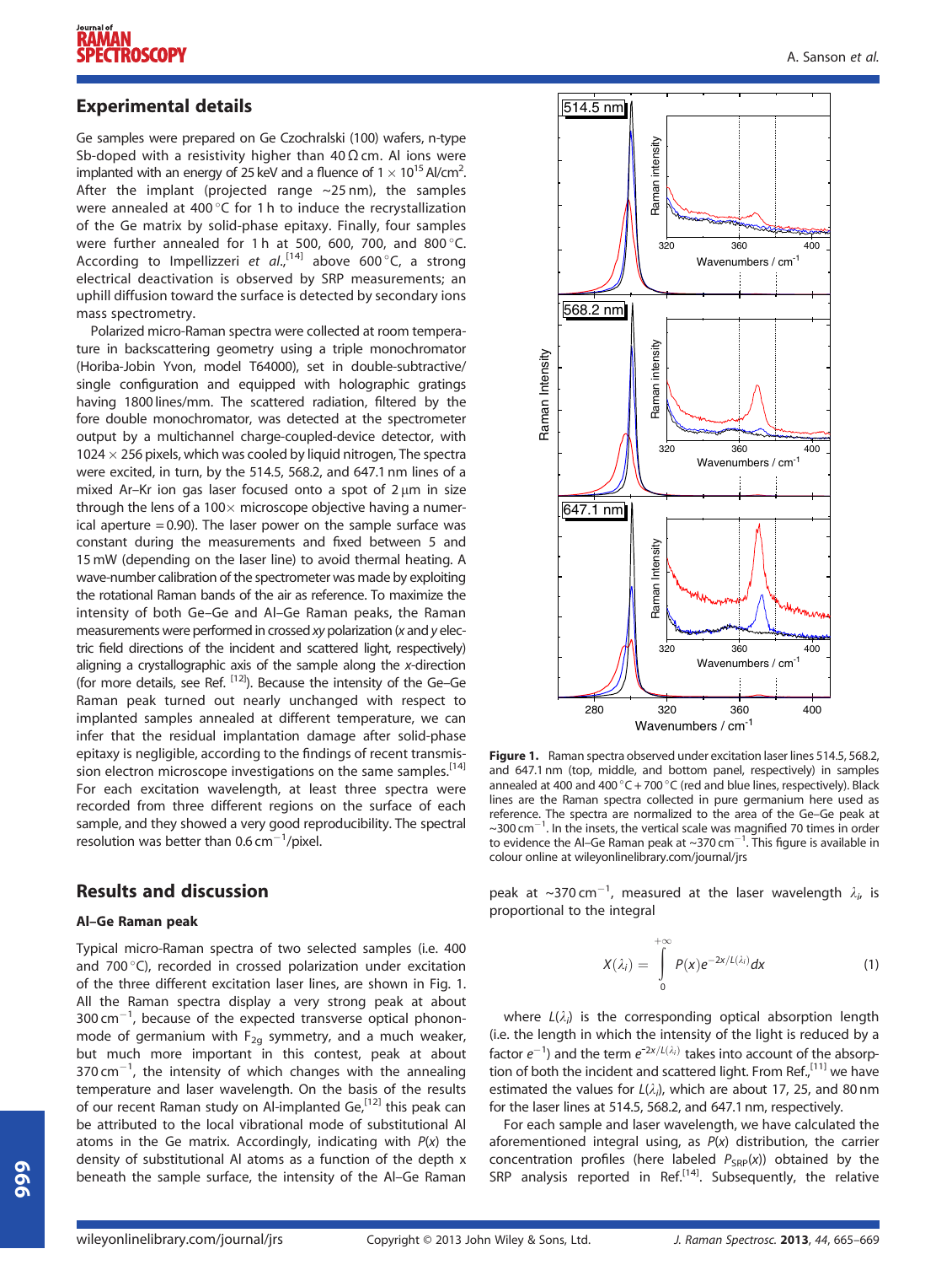## Experimental details

Ge samples were prepared on Ge Czochralski (100) wafers, n-type Sb-doped with a resistivity higher than 40 Ω cm. Al ions were implanted with an energy of 25 keV and a fluence of $1 \times 10^{15}$ Al/cm$^2$. After the implant (projected range ~25 nm), the samples were annealed at 400 °C for 1 h to induce the recrystallization of the Ge matrix by solid-phase epitaxy. Finally, four samples were further annealed for 1 h at 500, 600, 700, and 800 °C. According to Impellizzeri *et al.*,[14] above 600 °C, a strong electrical deactivation is observed by SRP measurements; an uphill diffusion toward the surface is detected by secondary ions mass spectrometry.

Polarized micro-Raman spectra were collected at room temperature in backscattering geometry using a triple monochromator (Horiba-Jobin Yvon, model T64000), set in double-subtractive/single configuration and equipped with holographic gratings having 1800 lines/mm. The scattered radiation, filtered by the fore double monochromator, was detected at the spectrometer output by a multichannel charge-coupled-device detector, with 1024 × 256 pixels, which was cooled by liquid nitrogen. The spectra were excited, in turn, by the 514.5, 568.2, and 647.1 nm lines of a mixed Ar–Kr ion gas laser focused onto a spot of 2 μm in size through the lens of a 100× microscope objective having a numerical aperture = 0.90). The laser power on the sample surface was constant during the measurements and fixed between 5 and 15 mW (depending on the laser line) to avoid thermal heating. A wave-number calibration of the spectrometer was made by exploiting the rotational Raman bands of the air as reference. To maximize the intensity of both Ge–Ge and Al–Ge Raman peaks, the Raman measurements were performed in crossed *xy* polarization (*x* and *y* electric field directions of the incident and scattered light, respectively) aligning a crystallographic axis of the sample along the *x*-direction (for more details, see Ref. [12]). Because the intensity of the Ge–Ge Raman peak turned out nearly unchanged with respect to implanted samples annealed at different temperature, we can infer that the residual implantation damage after solid-phase epitaxy is negligible, according to the findings of recent transmission electron microscope investigations on the same samples.[14] For each excitation wavelength, at least three spectra were recorded from three different regions on the surface of each sample, and they showed a very good reproducibility. The spectral resolution was better than 0.6 cm$^{-1}$/pixel.

**Figure 1.** Raman spectra observed under excitation laser lines 514.5, 568.2, and 647.1 nm (top, middle, and bottom panel, respectively) in samples annealed at 400 °C and 400 °C + 700 °C (red and blue lines, respectively). Black lines are the Raman spectra collected in pure germanium here used as reference. The spectra are normalized to the area of the Ge–Ge peak at ~300 cm$^{-1}$. In the insets, the vertical scale was magnified 70 times in order to evidence the Al–Ge Raman peak at ~370 cm$^{-1}$. This figure is available in colour online at wileyonlinelibrary.com/journal/jrs

## Results and discussion

### Al–Ge Raman peak

Typical micro-Raman spectra of two selected samples (i.e. 400 and 700 °C), recorded in crossed polarization under excitation of the three different excitation laser lines, are shown in Fig. 1. All the Raman spectra display a very strong peak at about 300 cm$^{-1}$, because of the expected transverse optical phonon-mode of germanium with $F_{2g}$ symmetry, and a much weaker, but much more important in this contest, peak at about 370 cm$^{-1}$, the intensity of which changes with the annealing temperature and laser wavelength. On the basis of the results of our recent Raman study on Al-implanted Ge,[12] this peak can be attributed to the local vibrational mode of substitutional Al atoms in the Ge matrix. Accordingly, indicating with $P(x)$ the density of substitutional Al atoms as a function of the depth $x$ beneath the sample surface, the intensity of the Al–Ge Raman peak at ~370 cm$^{-1}$, measured at the laser wavelength $\lambda_i$, is proportional to the integral

$$X(\lambda_i) = \int_0^{+\infty} P(x) e^{-2x/L(\lambda_i)} dx \tag{1}$$

where $L(\lambda_i)$ is the corresponding optical absorption length (i.e. the length in which the intensity of the light is reduced by a factor $e^{-1}$) and the term $e^{-2x/L(\lambda_i)}$ takes into account of the absorption of both the incident and scattered light. From Ref.,[11] we have estimated the values for $L(\lambda_i)$, which are about 17, 25, and 80 nm for the laser lines at 514.5, 568.2, and 647.1 nm, respectively.

For each sample and laser wavelength, we have calculated the aforementioned integral using, as $P(x)$ distribution, the carrier concentration profiles (here labeled $P_{SRP}(x)$) obtained by the SRP analysis reported in Ref.[14]. Subsequently, the relative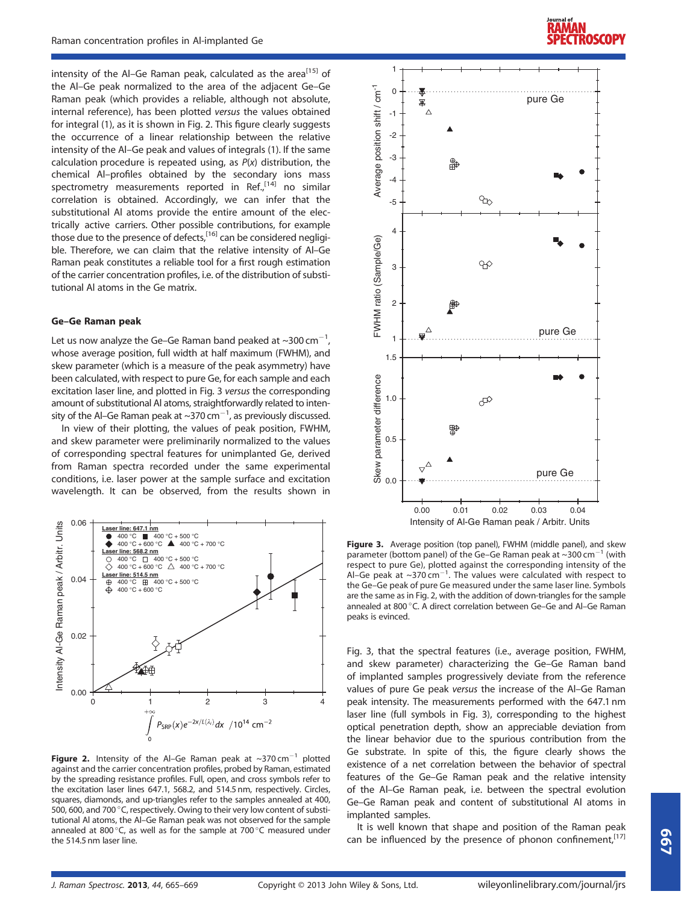intensity of the Al–Ge Raman peak, calculated as the area[15] of the Al–Ge peak normalized to the area of the adjacent Ge–Ge Raman peak (which provides a reliable, although not absolute, internal reference), has been plotted *versus* the values obtained for integral (1), as it is shown in Fig. 2. This figure clearly suggests the occurrence of a linear relationship between the relative intensity of the Al–Ge peak and values of integrals (1). If the same calculation procedure is repeated using, as $P(x)$ distribution, the chemical Al–profiles obtained by the secondary ions mass spectrometry measurements reported in Ref.,[14] no similar correlation is obtained. Accordingly, we can infer that the substitutional Al atoms provide the entire amount of the electrically active carriers. Other possible contributions, for example those due to the presence of defects,[16] can be considered negligible. Therefore, we can claim that the relative intensity of Al–Ge Raman peak constitutes a reliable tool for a first rough estimation of the carrier concentration profiles, i.e. of the distribution of substitutional Al atoms in the Ge matrix.

**Figure 2.** Intensity of the Al–Ge Raman peak at ~370 cm$^{-1}$ plotted against and the carrier concentration profiles, probed by Raman, estimated by the spreading resistance profiles. Full, open, and cross symbols refer to the excitation laser lines 647.1, 568.2, and 514.5 nm, respectively. Circles, squares, diamonds, and up-triangles refer to the samples annealed at 400, 500, 600, and 700 °C, respectively. Owing to their very low content of substitutional Al atoms, the Al–Ge Raman peak was not observed for the sample annealed at 800 °C, as well as for the sample at 700 °C measured under the 514.5 nm laser line.

## Ge–Ge Raman peak

Let us now analyze the Ge–Ge Raman band peaked at ~300 cm$^{-1}$, whose average position, full width at half maximum (FWHM), and skew parameter (which is a measure of the peak asymmetry) have been calculated, with respect to pure Ge, for each sample and each excitation laser line, and plotted in Fig. 3 *versus* the corresponding amount of substitutional Al atoms, straightforwardly related to intensity of the Al–Ge Raman peak at ~370 cm$^{-1}$, as previously discussed.

In view of their plotting, the values of peak position, FWHM, and skew parameter were preliminarily normalized to the values of corresponding spectral features for unimplanted Ge, derived from Raman spectra recorded under the same experimental conditions, i.e. laser power at the sample surface and excitation wavelength. It can be observed, from the results shown in Fig. 3, that the spectral features (i.e., average position, FWHM, and skew parameter) characterizing the Ge–Ge Raman band of implanted samples progressively deviate from the reference values of pure Ge peak *versus* the increase of the Al–Ge Raman peak intensity. The measurements performed with the 647.1 nm laser line (full symbols in Fig. 3), corresponding to the highest optical penetration depth, show an appreciable deviation from the linear behavior due to the spurious contribution from the Ge substrate. In spite of this, the figure clearly shows the existence of a net correlation between the behavior of spectral features of the Ge–Ge Raman peak and the relative intensity of the Al–Ge Raman peak, i.e. between the spectral evolution Ge–Ge Raman peak and content of substitutional Al atoms in implanted samples.

**Figure 3.** Average position (top panel), FWHM (middle panel), and skew parameter (bottom panel) of the Ge–Ge Raman peak at ~300 cm$^{-1}$ (with respect to pure Ge), plotted against the corresponding intensity of the Al–Ge peak at ~370 cm$^{-1}$. The values were calculated with respect to the Ge–Ge peak of pure Ge measured under the same laser line. Symbols are the same as in Fig. 2, with the addition of down-triangles for the sample annealed at 800 °C. A direct correlation between Ge–Ge and Al–Ge Raman peaks is evinced.

It is well known that shape and position of the Raman peak can be influenced by the presence of phonon confinement,[17]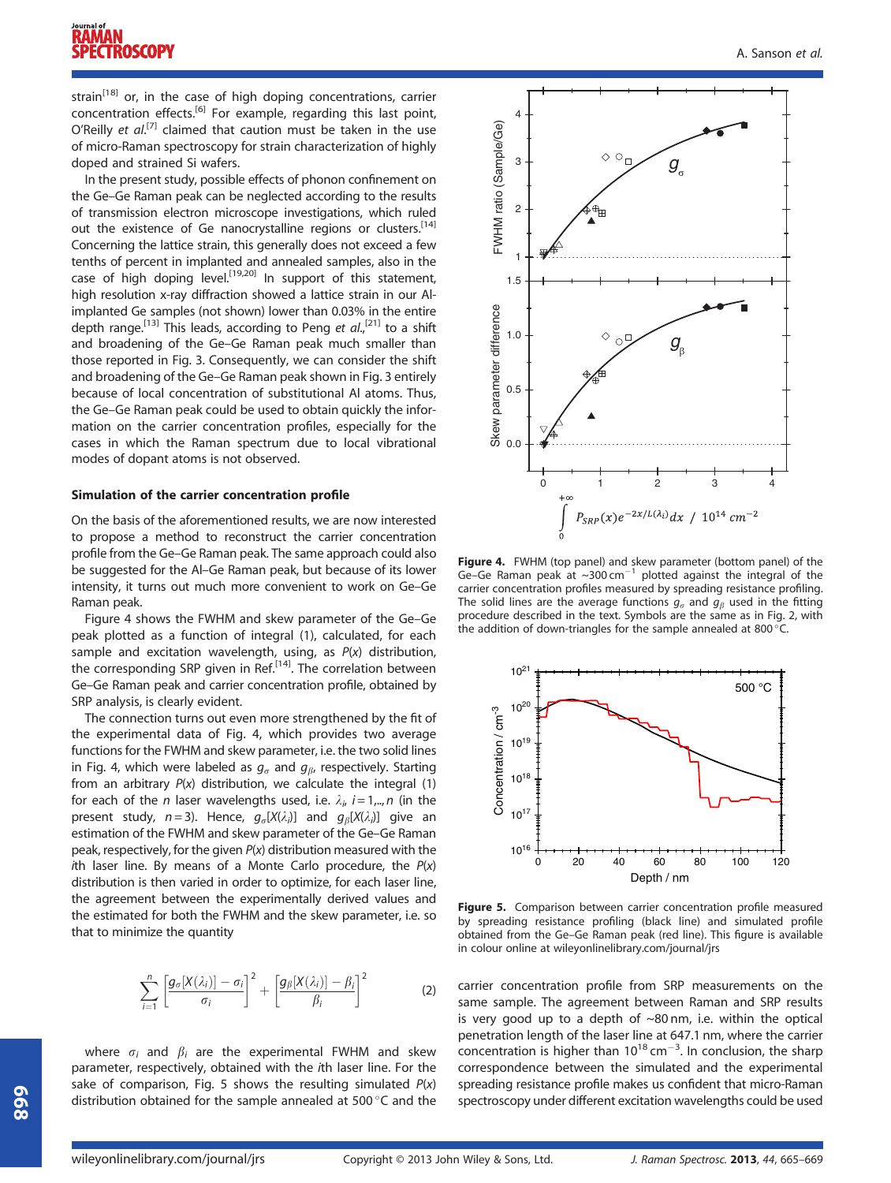strain[18] or, in the case of high doping concentrations, carrier concentration effects.[6] For example, regarding this last point, O'Reilly *et al.*[7] claimed that caution must be taken in the use of micro-Raman spectroscopy for strain characterization of highly doped and strained Si wafers.

In the present study, possible effects of phonon confinement on the Ge–Ge Raman peak can be neglected according to the results of transmission electron microscope investigations, which ruled out the existence of Ge nanocrystalline regions or clusters.[14] Concerning the lattice strain, this generally does not exceed a few tenths of percent in implanted and annealed samples, also in the case of high doping level.[19,20] In support of this statement, high resolution x-ray diffraction showed a lattice strain in our Al-implanted Ge samples (not shown) lower than 0.03% in the entire depth range.[13] This leads, according to Peng *et al.*,[21] to a shift and broadening of the Ge–Ge Raman peak much smaller than those reported in Fig. 3. Consequently, we can consider the shift and broadening of the Ge–Ge Raman peak shown in Fig. 3 entirely because of local concentration of substitutional Al atoms. Thus, the Ge–Ge Raman peak could be used to obtain quickly the information on the carrier concentration profiles, especially for the cases in which the Raman spectrum due to local vibrational modes of dopant atoms is not observed.

### Simulation of the carrier concentration profile

On the basis of the aforementioned results, we are now interested to propose a method to reconstruct the carrier concentration profile from the Ge–Ge Raman peak. The same approach could also be suggested for the Al–Ge Raman peak, but because of its lower intensity, it turns out much more convenient to work on Ge–Ge Raman peak.

Figure 4 shows the FWHM and skew parameter of the Ge–Ge peak plotted as a function of integral (1), calculated, for each sample and excitation wavelength, using, as $P(x)$ distribution, the corresponding SRP given in Ref.[14]. The correlation between Ge–Ge Raman peak and carrier concentration profile, obtained by SRP analysis, is clearly evident.

The connection turns out even more strengthened by the fit of the experimental data of Fig. 4, which provides two average functions for the FWHM and skew parameter, i.e. the two solid lines in Fig. 4, which were labeled as $g_\sigma$ and $g_\beta$, respectively. Starting from an arbitrary $P(x)$ distribution, we calculate the integral (1) for each of the $n$ laser wavelengths used, i.e. $\lambda_i$, $i = 1,.., n$ (in the present study, $n = 3$). Hence, $g_\sigma[X(\lambda_i)]$ and $g_\beta[X(\lambda_i)]$ give an estimation of the FWHM and skew parameter of the Ge–Ge Raman peak, respectively, for the given $P(x)$ distribution measured with the $i$th laser line. By means of a Monte Carlo procedure, the $P(x)$ distribution is then varied in order to optimize, for each laser line, the agreement between the experimentally derived values and the estimated for both the FWHM and the skew parameter, i.e. so that to minimize the quantity

$$\sum_{i=1}^{n}\left[\frac{g_\sigma[X(\lambda_i)]-\sigma_i}{\sigma_i}\right]^2+\left[\frac{g_\beta[X(\lambda_i)]-\beta_i}{\beta_i}\right]^2 \qquad (2)$$

where $\sigma_i$ and $\beta_i$ are the experimental FWHM and skew parameter, respectively, obtained with the $i$th laser line. For the sake of comparison, Fig. 5 shows the resulting simulated $P(x)$ distribution obtained for the sample annealed at 500 °C and the carrier concentration profile from SRP measurements on the same sample. The agreement between Raman and SRP results is very good up to a depth of ~80 nm, i.e. within the optical penetration length of the laser line at 647.1 nm, where the carrier concentration is higher than $10^{18}$ cm$^{-3}$. In conclusion, the sharp correspondence between the simulated and the experimental spreading resistance profile makes us confident that micro-Raman spectroscopy under different excitation wavelengths could be used

**Figure 4.** FWHM (top panel) and skew parameter (bottom panel) of the Ge–Ge Raman peak at ~300 cm$^{-1}$ plotted against the integral of the carrier concentration profiles measured by spreading resistance profiling. The solid lines are the average functions $g_\sigma$ and $g_\beta$ used in the fitting procedure described in the text. Symbols are the same as in Fig. 2, with the addition of down-triangles for the sample annealed at 800 °C.

**Figure 5.** Comparison between carrier concentration profile measured by spreading resistance profiling (black line) and simulated profile obtained from the Ge–Ge Raman peak (red line). This figure is available in colour online at wileyonlinelibrary.com/journal/jrs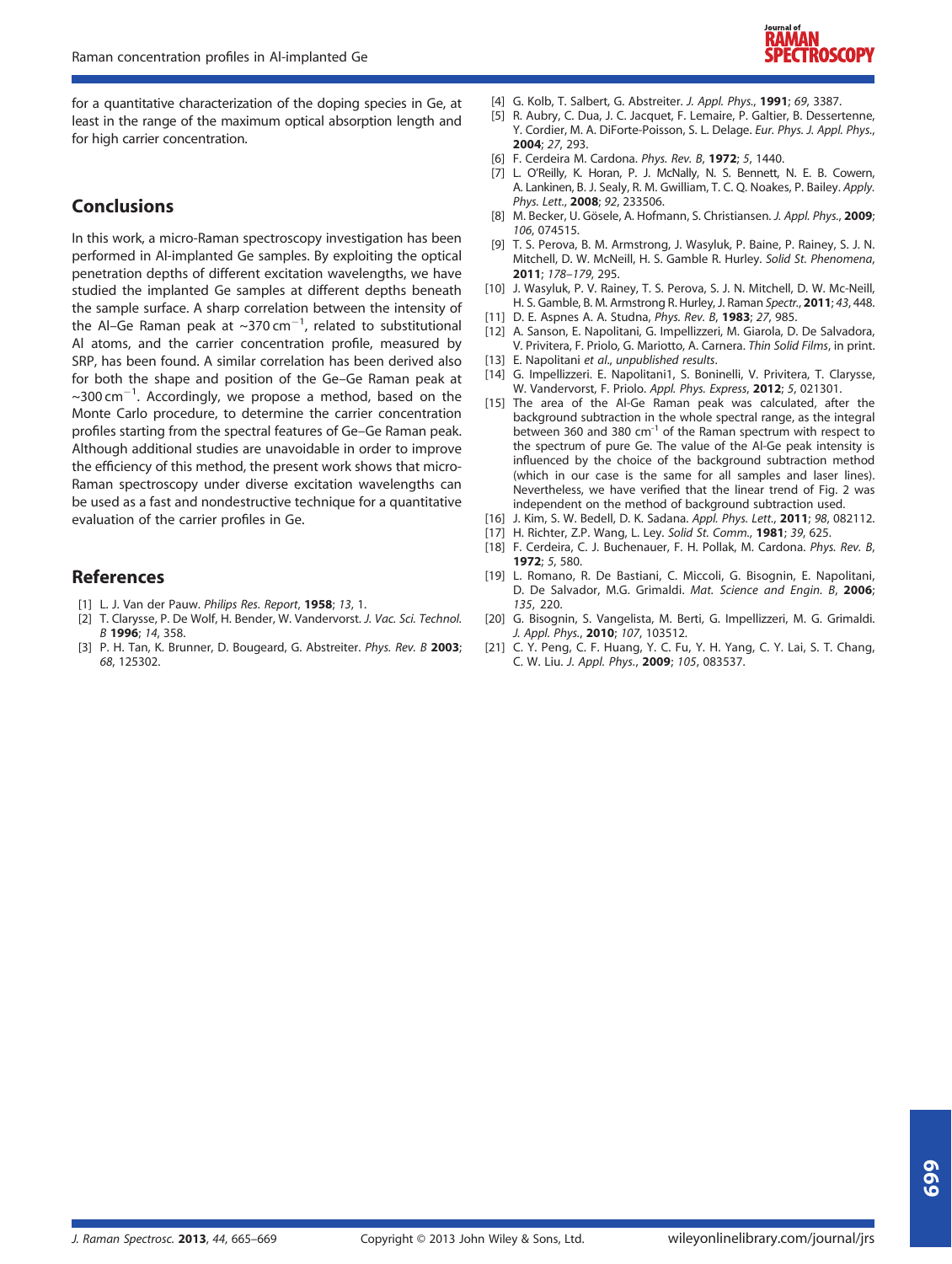for a quantitative characterization of the doping species in Ge, at least in the range of the maximum optical absorption length and for high carrier concentration.

## Conclusions

In this work, a micro-Raman spectroscopy investigation has been performed in Al-implanted Ge samples. By exploiting the optical penetration depths of different excitation wavelengths, we have studied the implanted Ge samples at different depths beneath the sample surface. A sharp correlation between the intensity of the Al–Ge Raman peak at ~370 $cm^{-1}$, related to substitutional Al atoms, and the carrier concentration profile, measured by SRP, has been found. A similar correlation has been derived also for both the shape and position of the Ge–Ge Raman peak at ~300 $cm^{-1}$. Accordingly, we propose a method, based on the Monte Carlo procedure, to determine the carrier concentration profiles starting from the spectral features of Ge–Ge Raman peak. Although additional studies are unavoidable in order to improve the efficiency of this method, the present work shows that micro-Raman spectroscopy under diverse excitation wavelengths can be used as a fast and nondestructive technique for a quantitative evaluation of the carrier profiles in Ge.

## References

[1] L. J. Van der Pauw. *Philips Res. Report*, **1958**; *13*, 1.
[2] T. Clarysse, P. De Wolf, H. Bender, W. Vandervorst. *J. Vac. Sci. Technol. B* **1996**; *14*, 358.
[3] P. H. Tan, K. Brunner, D. Bougeard, G. Abstreiter. *Phys. Rev. B* **2003**; *68*, 125302.
[4] G. Kolb, T. Salbert, G. Abstreiter. *J. Appl. Phys.*, **1991**; *69*, 3387.
[5] R. Aubry, C. Dua, J. C. Jacquet, F. Lemaire, P. Galtier, B. Dessertenne, Y. Cordier, M. A. DiForte-Poisson, S. L. Delage. *Eur. Phys. J. Appl. Phys.*, **2004**; *27*, 293.
[6] F. Cerdeira M. Cardona. *Phys. Rev. B*, **1972**; *5*, 1440.
[7] L. O'Reilly, K. Horan, P. J. McNally, N. S. Bennett, N. E. B. Cowern, A. Lankinen, B. J. Sealy, R. M. Gwilliam, T. C. Q. Noakes, P. Bailey. *Apply. Phys. Lett.*, **2008**; *92*, 233506.
[8] M. Becker, U. Gösele, A. Hofmann, S. Christiansen. *J. Appl. Phys.*, **2009**; *106*, 074515.
[9] T. S. Perova, B. M. Armstrong, J. Wasyluk, P. Baine, P. Rainey, S. J. N. Mitchell, D. W. McNeill, H. S. Gamble R. Hurley. *Solid St. Phenomena*, **2011**; *178–179*, 295.
[10] J. Wasyluk, P. V. Rainey, T. S. Perova, S. J. N. Mitchell, D. W. Mc-Neill, H. S. Gamble, B. M. Armstrong R. Hurley, J. Raman *Spectr.*, **2011**; *43*, 448.
[11] D. E. Aspnes A. A. Studna, *Phys. Rev. B*, **1983**; *27*, 985.
[12] A. Sanson, E. Napolitani, G. Impellizzeri, M. Giarola, D. De Salvadora, V. Privitera, F. Priolo, G. Mariotto, A. Carnera. *Thin Solid Films*, in print.
[13] E. Napolitani *et al*., *unpublished results*.
[14] G. Impellizzeri. E. Napolitani1, S. Boninelli, V. Privitera, T. Clarysse, W. Vandervorst, F. Priolo. *Appl. Phys. Express*, **2012**; *5*, 021301.
[15] The area of the Al-Ge Raman peak was calculated, after the background subtraction in the whole spectral range, as the integral between 360 and 380 $cm^{-1}$ of the Raman spectrum with respect to the spectrum of pure Ge. The value of the Al-Ge peak intensity is influenced by the choice of the background subtraction method (which in our case is the same for all samples and laser lines). Nevertheless, we have verified that the linear trend of Fig. 2 was independent on the method of background subtraction used.
[16] J. Kim, S. W. Bedell, D. K. Sadana. *Appl. Phys. Lett.*, **2011**; *98*, 082112.
[17] H. Richter, Z.P. Wang, L. Ley. *Solid St. Comm.*, **1981**; *39*, 625.
[18] F. Cerdeira, C. J. Buchenauer, F. H. Pollak, M. Cardona. *Phys. Rev. B*, **1972**; *5*, 580.
[19] L. Romano, R. De Bastiani, C. Miccoli, G. Bisognin, E. Napolitani, D. De Salvador, M.G. Grimaldi. *Mat. Science and Engin. B*, **2006**; *135*, 220.
[20] G. Bisognin, S. Vangelista, M. Berti, G. Impellizzeri, M. G. Grimaldi. *J. Appl. Phys.*, **2010**; *107*, 103512.
[21] C. Y. Peng, C. F. Huang, Y. C. Fu, Y. H. Yang, C. Y. Lai, S. T. Chang, C. W. Liu. *J. Appl. Phys.*, **2009**; *105*, 083537.